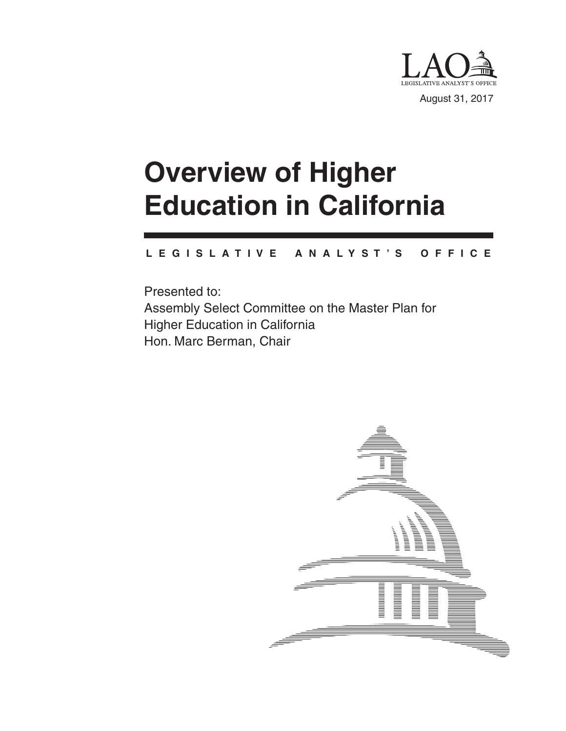LAO
LEGISLATIVE ANALYST'S OFFICE

August 31, 2017

# Overview of Higher Education in California

**LEGISLATIVE ANALYST'S OFFICE**

Presented to:
Assembly Select Committee on the Master Plan for Higher Education in California
Hon. Marc Berman, Chair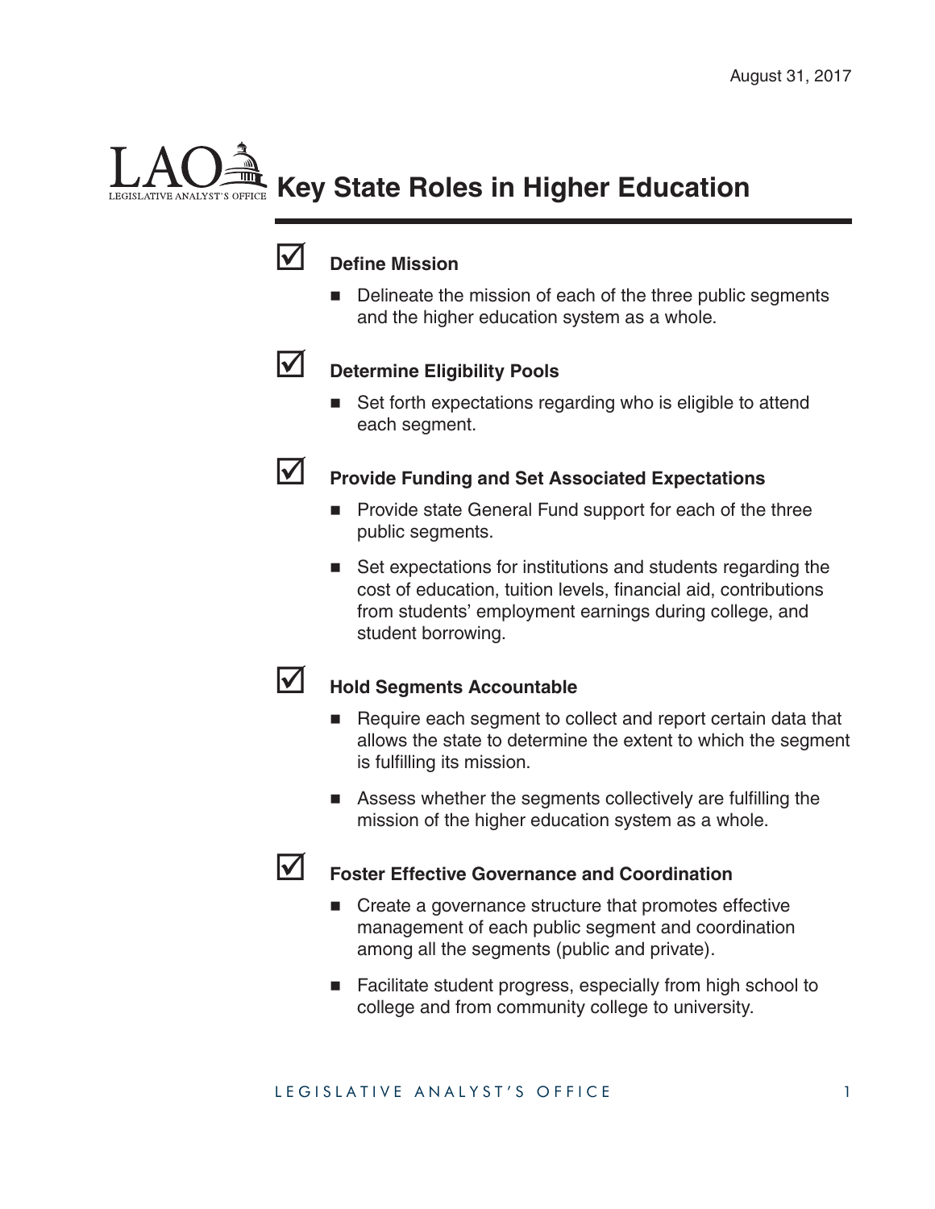August 31, 2017

# Key State Roles in Higher Education

### Define Mission

- Delineate the mission of each of the three public segments and the higher education system as a whole.

### Determine Eligibility Pools

- Set forth expectations regarding who is eligible to attend each segment.

### Provide Funding and Set Associated Expectations

- Provide state General Fund support for each of the three public segments.
- Set expectations for institutions and students regarding the cost of education, tuition levels, financial aid, contributions from students' employment earnings during college, and student borrowing.

### Hold Segments Accountable

- Require each segment to collect and report certain data that allows the state to determine the extent to which the segment is fulfilling its mission.
- Assess whether the segments collectively are fulfilling the mission of the higher education system as a whole.

### Foster Effective Governance and Coordination

- Create a governance structure that promotes effective management of each public segment and coordination among all the segments (public and private).
- Facilitate student progress, especially from high school to college and from community college to university.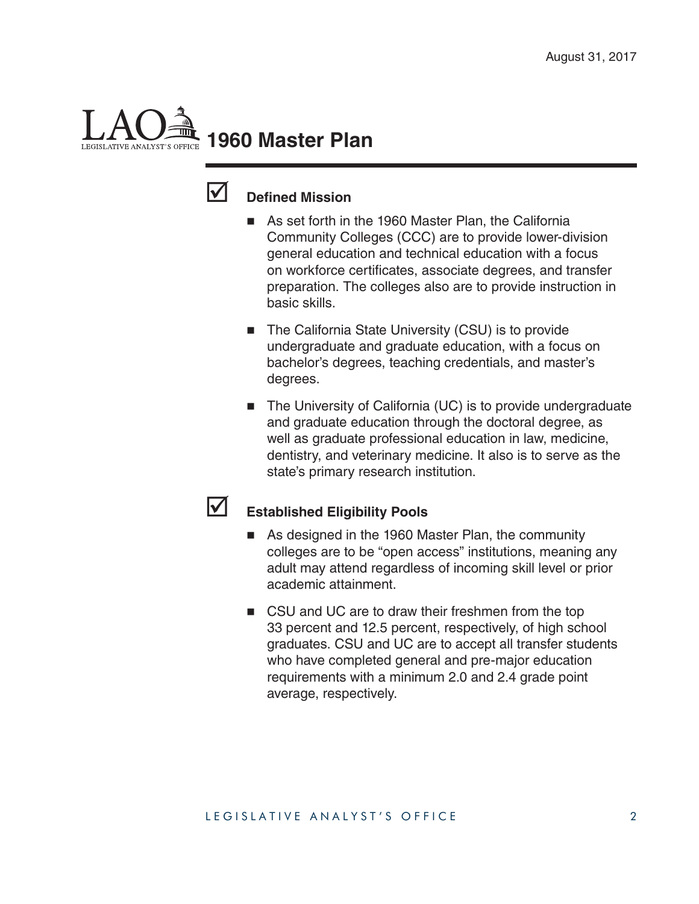# 1960 Master Plan

- **Defined Mission**
  - As set forth in the 1960 Master Plan, the California Community Colleges (CCC) are to provide lower-division general education and technical education with a focus on workforce certificates, associate degrees, and transfer preparation. The colleges also are to provide instruction in basic skills.
  - The California State University (CSU) is to provide undergraduate and graduate education, with a focus on bachelor's degrees, teaching credentials, and master's degrees.
  - The University of California (UC) is to provide undergraduate and graduate education through the doctoral degree, as well as graduate professional education in law, medicine, dentistry, and veterinary medicine. It also is to serve as the state's primary research institution.

- **Established Eligibility Pools**
  - As designed in the 1960 Master Plan, the community colleges are to be "open access" institutions, meaning any adult may attend regardless of incoming skill level or prior academic attainment.
  - CSU and UC are to draw their freshmen from the top 33 percent and 12.5 percent, respectively, of high school graduates. CSU and UC are to accept all transfer students who have completed general and pre-major education requirements with a minimum 2.0 and 2.4 grade point average, respectively.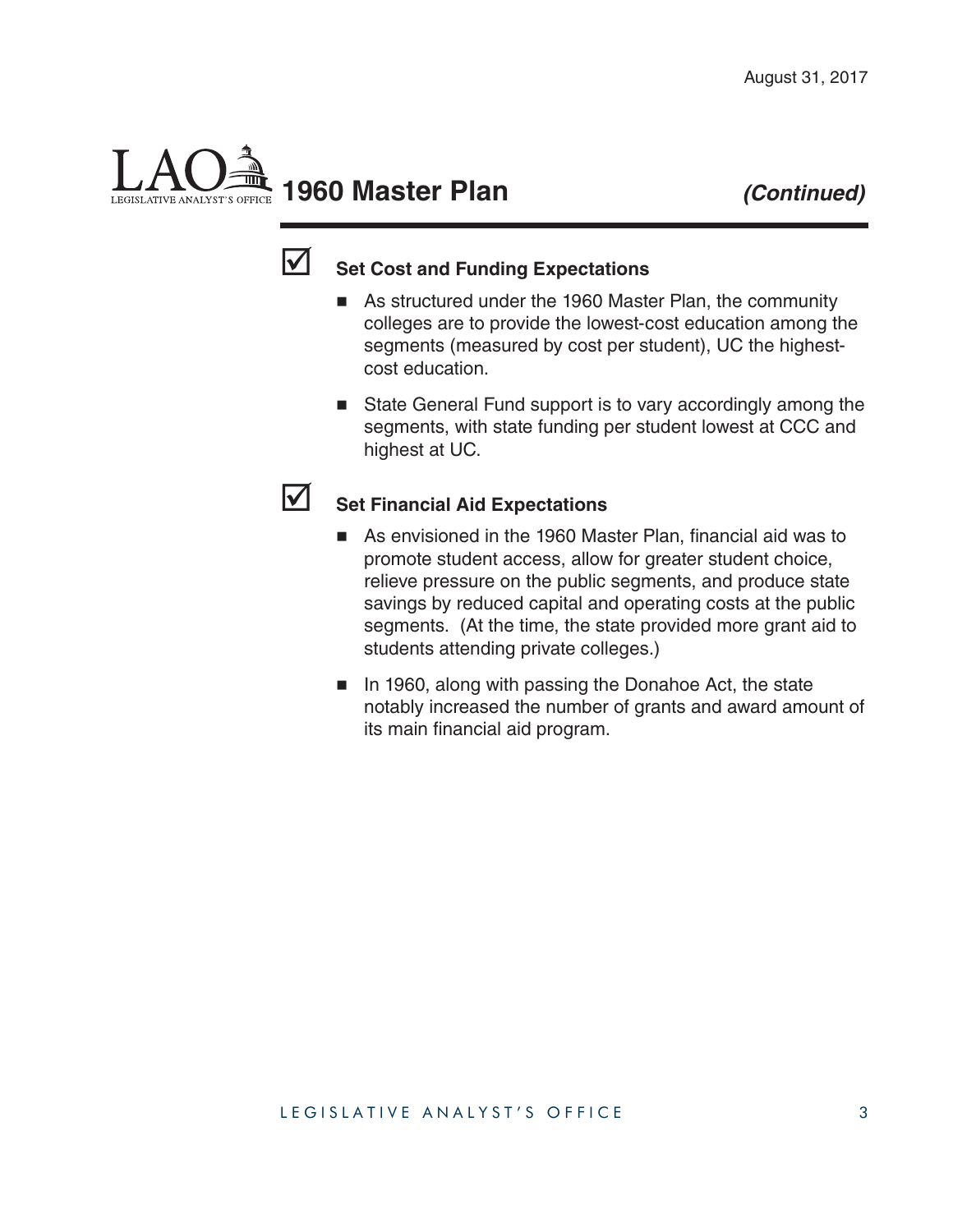# 1960 Master Plan *(Continued)*

## Set Cost and Funding Expectations

- As structured under the 1960 Master Plan, the community colleges are to provide the lowest-cost education among the segments (measured by cost per student), UC the highest-cost education.
- State General Fund support is to vary accordingly among the segments, with state funding per student lowest at CCC and highest at UC.

## Set Financial Aid Expectations

- As envisioned in the 1960 Master Plan, financial aid was to promote student access, allow for greater student choice, relieve pressure on the public segments, and produce state savings by reduced capital and operating costs at the public segments. (At the time, the state provided more grant aid to students attending private colleges.)
- In 1960, along with passing the Donahoe Act, the state notably increased the number of grants and award amount of its main financial aid program.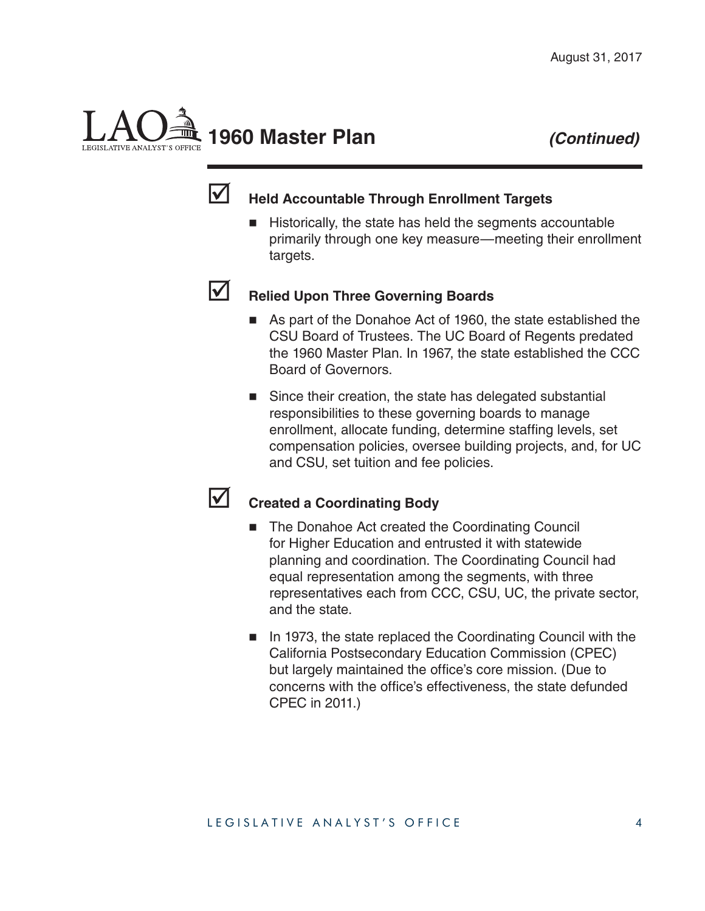## 1960 Master Plan *(Continued)*

### ☑ Held Accountable Through Enrollment Targets

- Historically, the state has held the segments accountable primarily through one key measure—meeting their enrollment targets.

### ☑ Relied Upon Three Governing Boards

- As part of the Donahoe Act of 1960, the state established the CSU Board of Trustees. The UC Board of Regents predated the 1960 Master Plan. In 1967, the state established the CCC Board of Governors.
- Since their creation, the state has delegated substantial responsibilities to these governing boards to manage enrollment, allocate funding, determine staffing levels, set compensation policies, oversee building projects, and, for UC and CSU, set tuition and fee policies.

### ☑ Created a Coordinating Body

- The Donahoe Act created the Coordinating Council for Higher Education and entrusted it with statewide planning and coordination. The Coordinating Council had equal representation among the segments, with three representatives each from CCC, CSU, UC, the private sector, and the state.
- In 1973, the state replaced the Coordinating Council with the California Postsecondary Education Commission (CPEC) but largely maintained the office's core mission. (Due to concerns with the office's effectiveness, the state defunded CPEC in 2011.)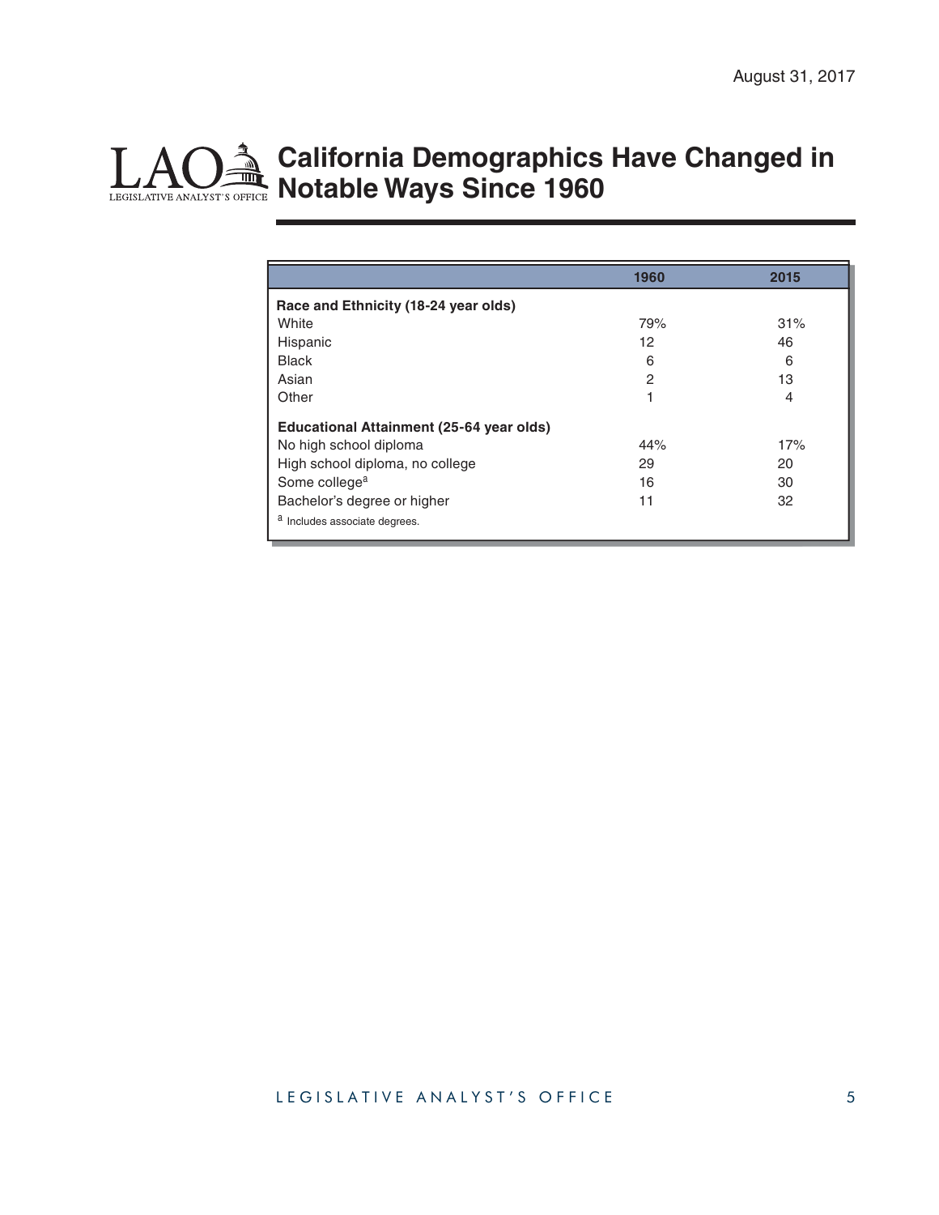# California Demographics Have Changed in Notable Ways Since 1960

| | 1960 | 2015 |
|---|---|---|
| **Race and Ethnicity (18-24 year olds)** | | |
| White | 79% | 31% |
| Hispanic | 12 | 46 |
| Black | 6 | 6 |
| Asian | 2 | 13 |
| Other | 1 | 4 |
| **Educational Attainment (25-64 year olds)** | | |
| No high school diploma | 44% | 17% |
| High school diploma, no college | 29 | 20 |
| Some college[a] | 16 | 30 |
| Bachelor's degree or higher | 11 | 32 |

[a] Includes associate degrees.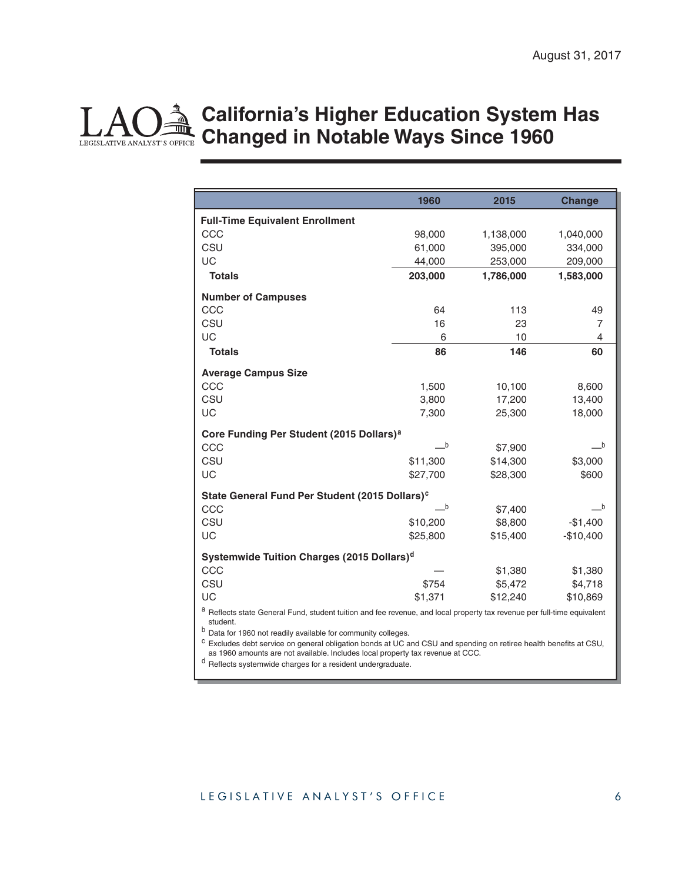August 31, 2017

# California's Higher Education System Has Changed in Notable Ways Since 1960

| | 1960 | 2015 | Change |
|---|---|---|---|
| **Full-Time Equivalent Enrollment** | | | |
| CCC | 98,000 | 1,138,000 | 1,040,000 |
| CSU | 61,000 | 395,000 | 334,000 |
| UC | 44,000 | 253,000 | 209,000 |
| **Totals** | **203,000** | **1,786,000** | **1,583,000** |
| **Number of Campuses** | | | |
| CCC | 64 | 113 | 49 |
| CSU | 16 | 23 | 7 |
| UC | 6 | 10 | 4 |
| **Totals** | **86** | **146** | **60** |
| **Average Campus Size** | | | |
| CCC | 1,500 | 10,100 | 8,600 |
| CSU | 3,800 | 17,200 | 13,400 |
| UC | 7,300 | 25,300 | 18,000 |
| **Core Funding Per Student (2015 Dollars)[a]** | | | |
| CCC | —[b] | $7,900 | —[b] |
| CSU | $11,300 | $14,300 | $3,000 |
| UC | $27,700 | $28,300 | $600 |
| **State General Fund Per Student (2015 Dollars)[c]** | | | |
| CCC | —[b] | $7,400 | —[b] |
| CSU | $10,200 | $8,800 | -$1,400 |
| UC | $25,800 | $15,400 | -$10,400 |
| **Systemwide Tuition Charges (2015 Dollars)[d]** | | | |
| CCC | — | $1,380 | $1,380 |
| CSU | $754 | $5,472 | $4,718 |
| UC | $1,371 | $12,240 | $10,869 |

[a] Reflects state General Fund, student tuition and fee revenue, and local property tax revenue per full-time equivalent student.

[b] Data for 1960 not readily available for community colleges.

[c] Excludes debt service on general obligation bonds at UC and CSU and spending on retiree health benefits at CSU, as 1960 amounts are not available. Includes local property tax revenue at CCC.

[d] Reflects systemwide charges for a resident undergraduate.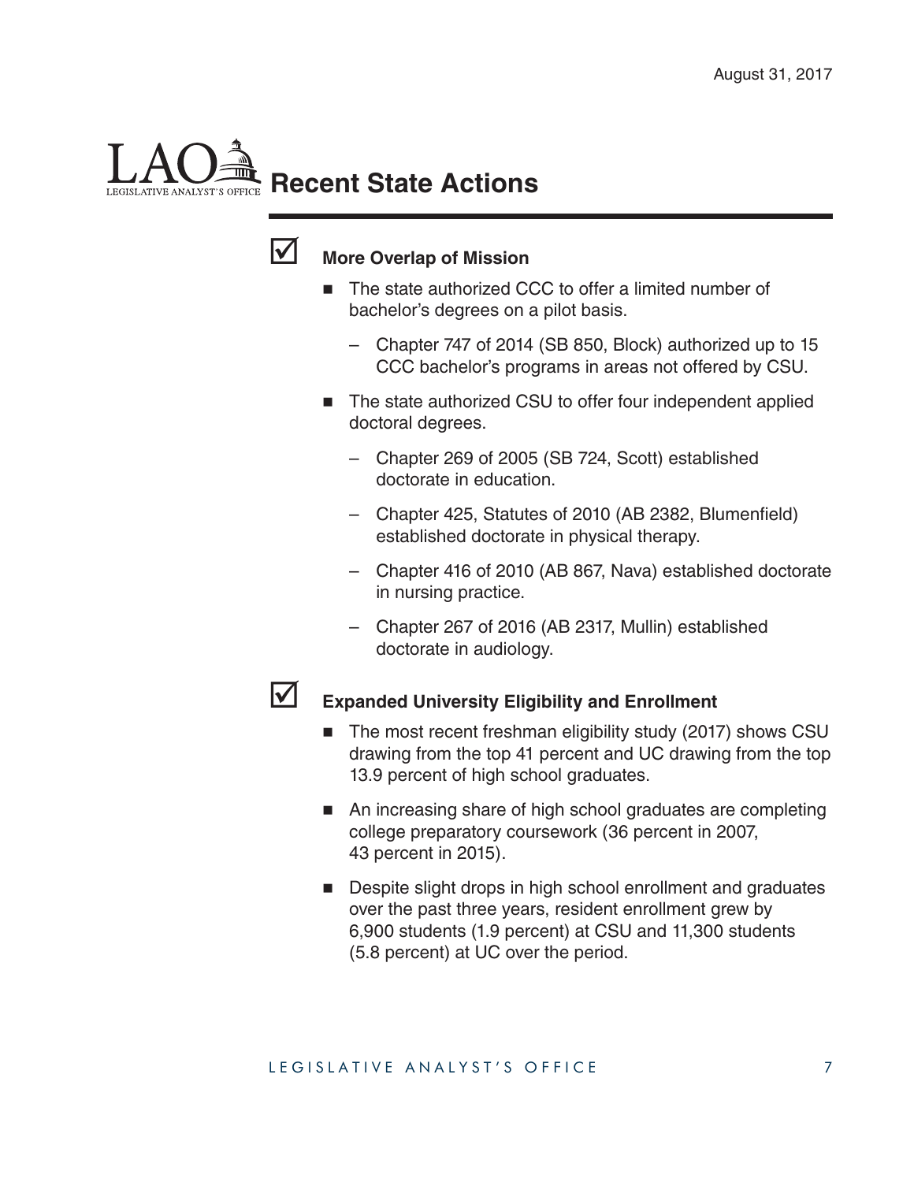# Recent State Actions

- ☑ **More Overlap of Mission**
  - The state authorized CCC to offer a limited number of bachelor's degrees on a pilot basis.
    - Chapter 747 of 2014 (SB 850, Block) authorized up to 15 CCC bachelor's programs in areas not offered by CSU.
  - The state authorized CSU to offer four independent applied doctoral degrees.
    - Chapter 269 of 2005 (SB 724, Scott) established doctorate in education.
    - Chapter 425, Statutes of 2010 (AB 2382, Blumenfield) established doctorate in physical therapy.
    - Chapter 416 of 2010 (AB 867, Nava) established doctorate in nursing practice.
    - Chapter 267 of 2016 (AB 2317, Mullin) established doctorate in audiology.

- ☑ **Expanded University Eligibility and Enrollment**
  - The most recent freshman eligibility study (2017) shows CSU drawing from the top 41 percent and UC drawing from the top 13.9 percent of high school graduates.
  - An increasing share of high school graduates are completing college preparatory coursework (36 percent in 2007, 43 percent in 2015).
  - Despite slight drops in high school enrollment and graduates over the past three years, resident enrollment grew by 6,900 students (1.9 percent) at CSU and 11,300 students (5.8 percent) at UC over the period.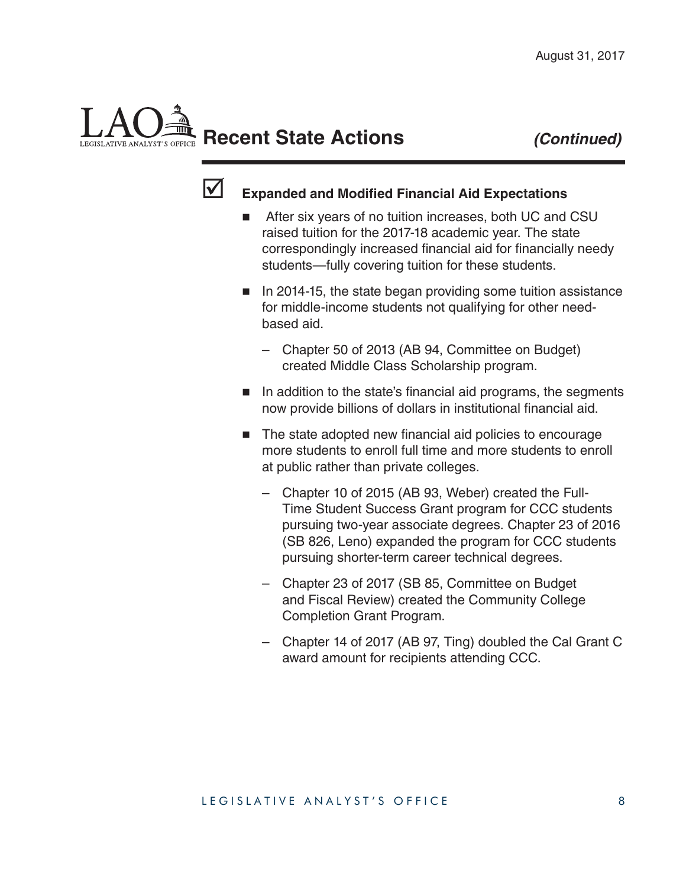## Recent State Actions *(Continued)*

☑ **Expanded and Modified Financial Aid Expectations**

- After six years of no tuition increases, both UC and CSU raised tuition for the 2017-18 academic year. The state correspondingly increased financial aid for financially needy students—fully covering tuition for these students.
- In 2014-15, the state began providing some tuition assistance for middle-income students not qualifying for other need-based aid.
  - Chapter 50 of 2013 (AB 94, Committee on Budget) created Middle Class Scholarship program.
- In addition to the state's financial aid programs, the segments now provide billions of dollars in institutional financial aid.
- The state adopted new financial aid policies to encourage more students to enroll full time and more students to enroll at public rather than private colleges.
  - Chapter 10 of 2015 (AB 93, Weber) created the Full-Time Student Success Grant program for CCC students pursuing two-year associate degrees. Chapter 23 of 2016 (SB 826, Leno) expanded the program for CCC students pursuing shorter-term career technical degrees.
  - Chapter 23 of 2017 (SB 85, Committee on Budget and Fiscal Review) created the Community College Completion Grant Program.
  - Chapter 14 of 2017 (AB 97, Ting) doubled the Cal Grant C award amount for recipients attending CCC.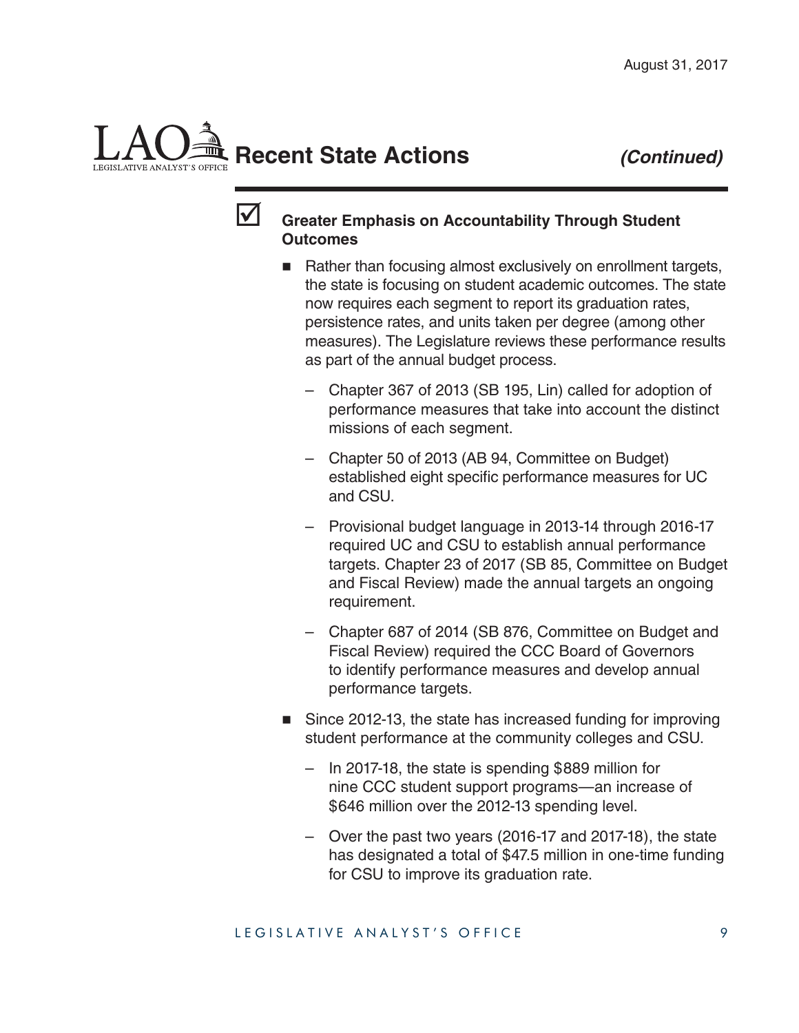August 31, 2017

# Recent State Actions *(Continued)*

☑ **Greater Emphasis on Accountability Through Student Outcomes**

- Rather than focusing almost exclusively on enrollment targets, the state is focusing on student academic outcomes. The state now requires each segment to report its graduation rates, persistence rates, and units taken per degree (among other measures). The Legislature reviews these performance results as part of the annual budget process.
  - Chapter 367 of 2013 (SB 195, Lin) called for adoption of performance measures that take into account the distinct missions of each segment.
  - Chapter 50 of 2013 (AB 94, Committee on Budget) established eight specific performance measures for UC and CSU.
  - Provisional budget language in 2013-14 through 2016-17 required UC and CSU to establish annual performance targets. Chapter 23 of 2017 (SB 85, Committee on Budget and Fiscal Review) made the annual targets an ongoing requirement.
  - Chapter 687 of 2014 (SB 876, Committee on Budget and Fiscal Review) required the CCC Board of Governors to identify performance measures and develop annual performance targets.
- Since 2012-13, the state has increased funding for improving student performance at the community colleges and CSU.
  - In 2017-18, the state is spending $889 million for nine CCC student support programs—an increase of $646 million over the 2012-13 spending level.
  - Over the past two years (2016-17 and 2017-18), the state has designated a total of $47.5 million in one-time funding for CSU to improve its graduation rate.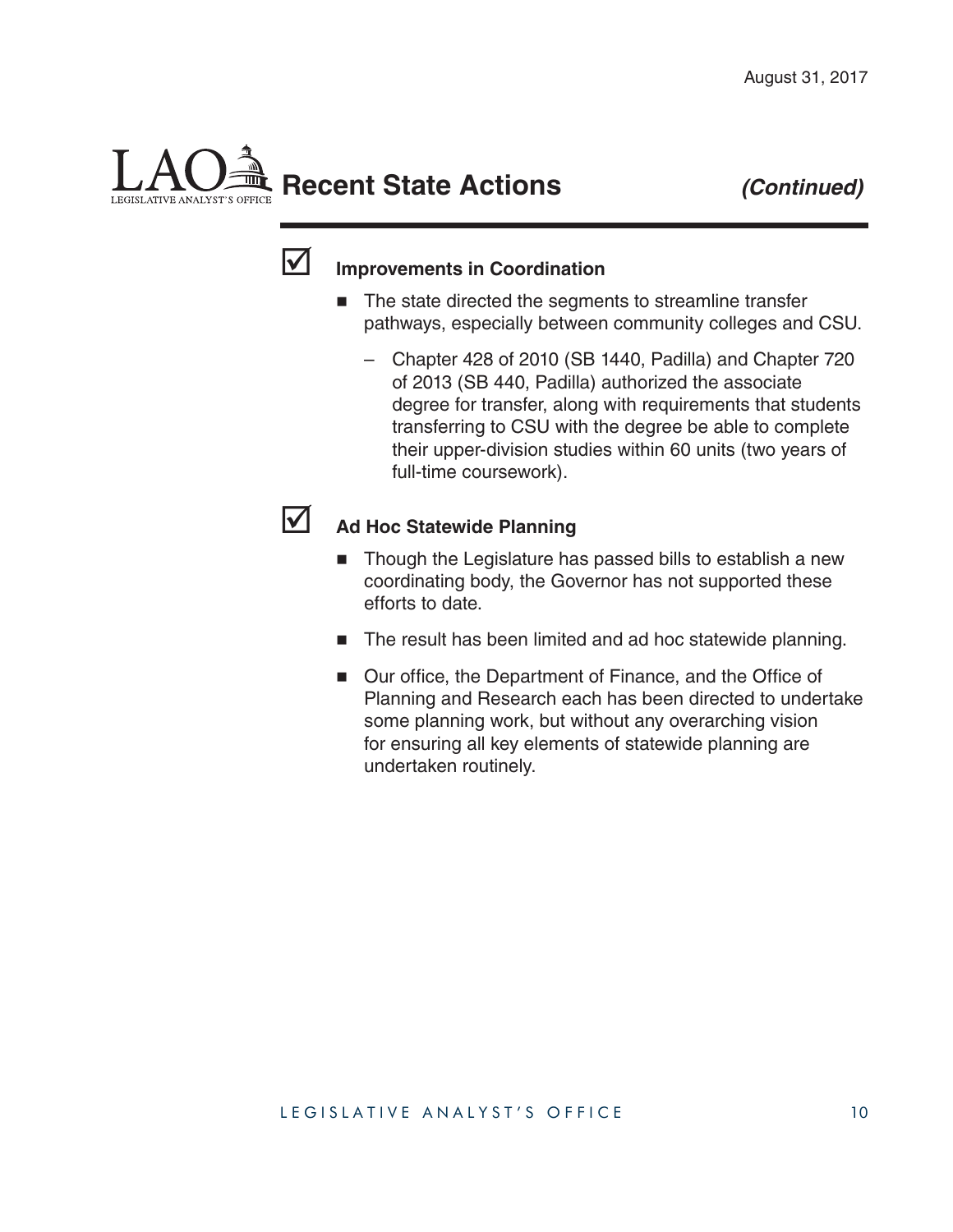# Recent State Actions *(Continued)*

## Improvements in Coordination

- The state directed the segments to streamline transfer pathways, especially between community colleges and CSU.
  - Chapter 428 of 2010 (SB 1440, Padilla) and Chapter 720 of 2013 (SB 440, Padilla) authorized the associate degree for transfer, along with requirements that students transferring to CSU with the degree be able to complete their upper-division studies within 60 units (two years of full-time coursework).

## Ad Hoc Statewide Planning

- Though the Legislature has passed bills to establish a new coordinating body, the Governor has not supported these efforts to date.
- The result has been limited and ad hoc statewide planning.
- Our office, the Department of Finance, and the Office of Planning and Research each has been directed to undertake some planning work, but without any overarching vision for ensuring all key elements of statewide planning are undertaken routinely.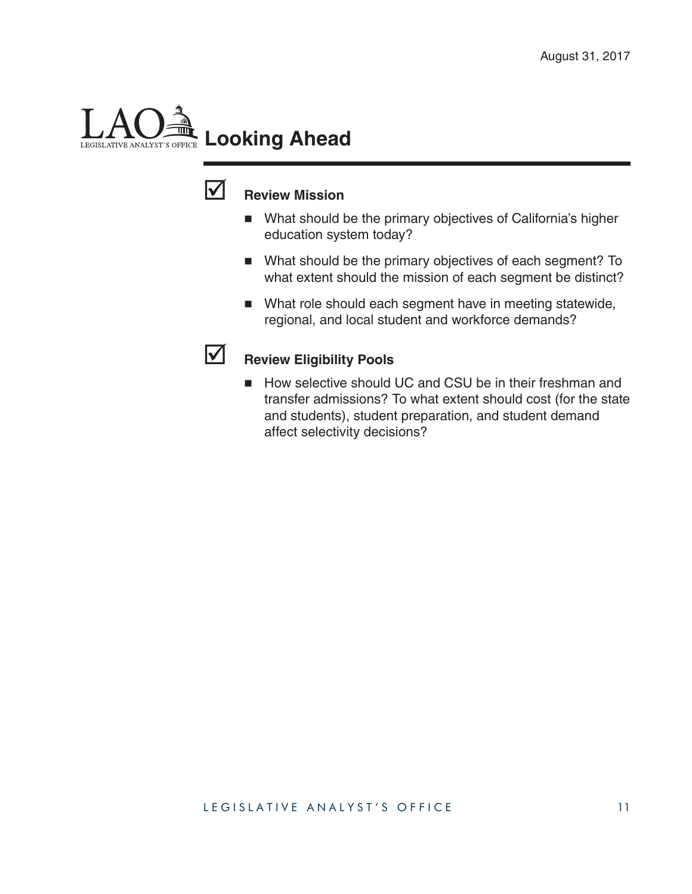# Looking Ahead

☑ **Review Mission**

- What should be the primary objectives of California's higher education system today?
- What should be the primary objectives of each segment? To what extent should the mission of each segment be distinct?
- What role should each segment have in meeting statewide, regional, and local student and workforce demands?

☑ **Review Eligibility Pools**

- How selective should UC and CSU be in their freshman and transfer admissions? To what extent should cost (for the state and students), student preparation, and student demand affect selectivity decisions?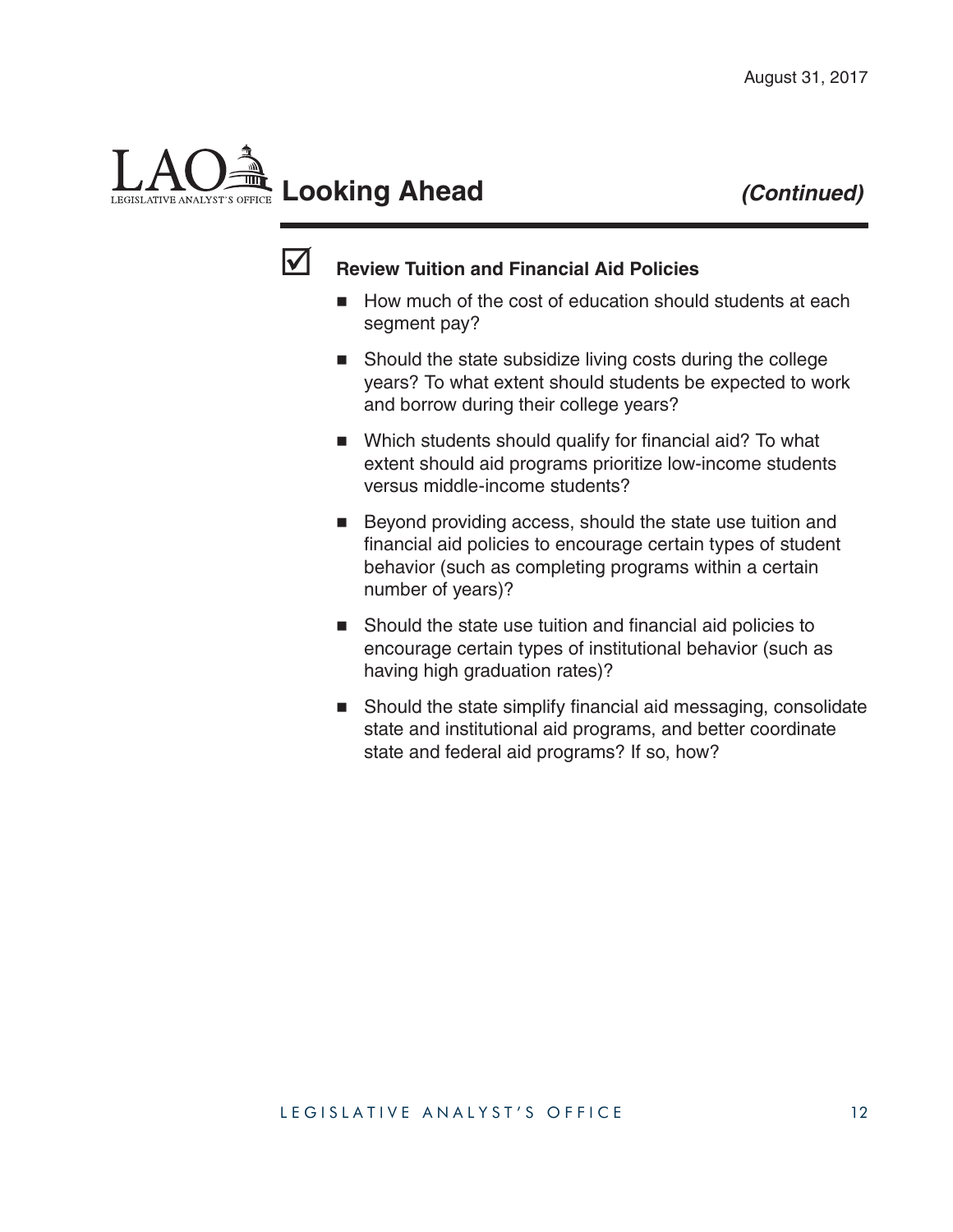## Looking Ahead *(Continued)*

☑ **Review Tuition and Financial Aid Policies**

- How much of the cost of education should students at each segment pay?
- Should the state subsidize living costs during the college years? To what extent should students be expected to work and borrow during their college years?
- Which students should qualify for financial aid? To what extent should aid programs prioritize low-income students versus middle-income students?
- Beyond providing access, should the state use tuition and financial aid policies to encourage certain types of student behavior (such as completing programs within a certain number of years)?
- Should the state use tuition and financial aid policies to encourage certain types of institutional behavior (such as having high graduation rates)?
- Should the state simplify financial aid messaging, consolidate state and institutional aid programs, and better coordinate state and federal aid programs? If so, how?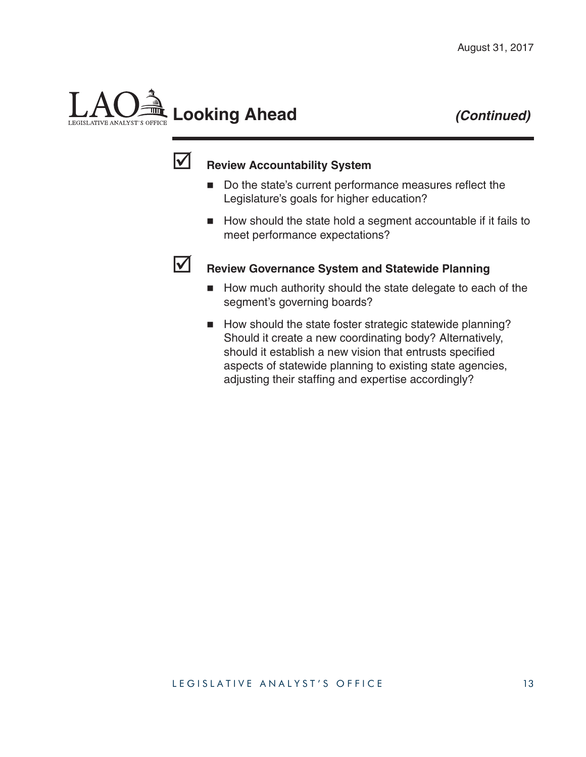## Looking Ahead *(Continued)*

☑ **Review Accountability System**

- Do the state's current performance measures reflect the Legislature's goals for higher education?
- How should the state hold a segment accountable if it fails to meet performance expectations?

☑ **Review Governance System and Statewide Planning**

- How much authority should the state delegate to each of the segment's governing boards?
- How should the state foster strategic statewide planning? Should it create a new coordinating body? Alternatively, should it establish a new vision that entrusts specified aspects of statewide planning to existing state agencies, adjusting their staffing and expertise accordingly?